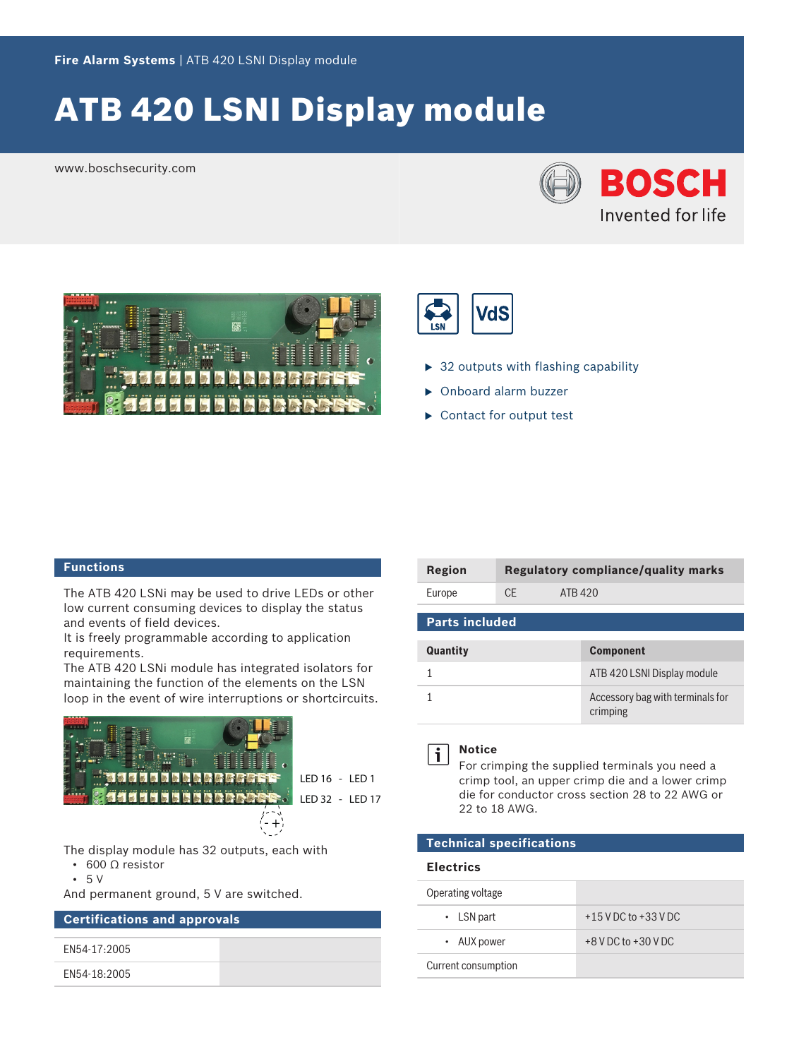Fire Alarm Systems | ATB 420 LSNI Display module

# ATB 420 LSNI Display module

www.boschsecurity.com

- 32 outputs with flashing capability
- Onboard alarm buzzer
- Contact for output test

## Functions

The ATB 420 LSNi may be used to drive LEDs or other low current consuming devices to display the status and events of field devices.
It is freely programmable according to application requirements.
The ATB 420 LSNi module has integrated isolators for maintaining the function of the elements on the LSN loop in the event of wire interruptions or shortcircuits.

LED 16 - LED 1
LED 32 - LED 17

The display module has 32 outputs, each with
- 600 Ω resistor
- 5 V

And permanent ground, 5 V are switched.

## Certifications and approvals

| | |
|---|---|
| EN54-17:2005 | |
| EN54-18:2005 | |

| Region | Regulatory compliance/quality marks | |
|---|---|---|
| Europe | CE | ATB 420 |

## Parts included

| Quantity | Component |
|---|---|
| 1 | ATB 420 LSNI Display module |
| 1 | Accessory bag with terminals for crimping |

**Notice**
For crimping the supplied terminals you need a crimp tool, an upper crimp die and a lower crimp die for conductor cross section 28 to 22 AWG or 22 to 18 AWG.

## Technical specifications

### Electrics

| | |
|---|---|
| Operating voltage | |
| • LSN part | +15 V DC to +33 V DC |
| • AUX power | +8 V DC to +30 V DC |
| Current consumption | |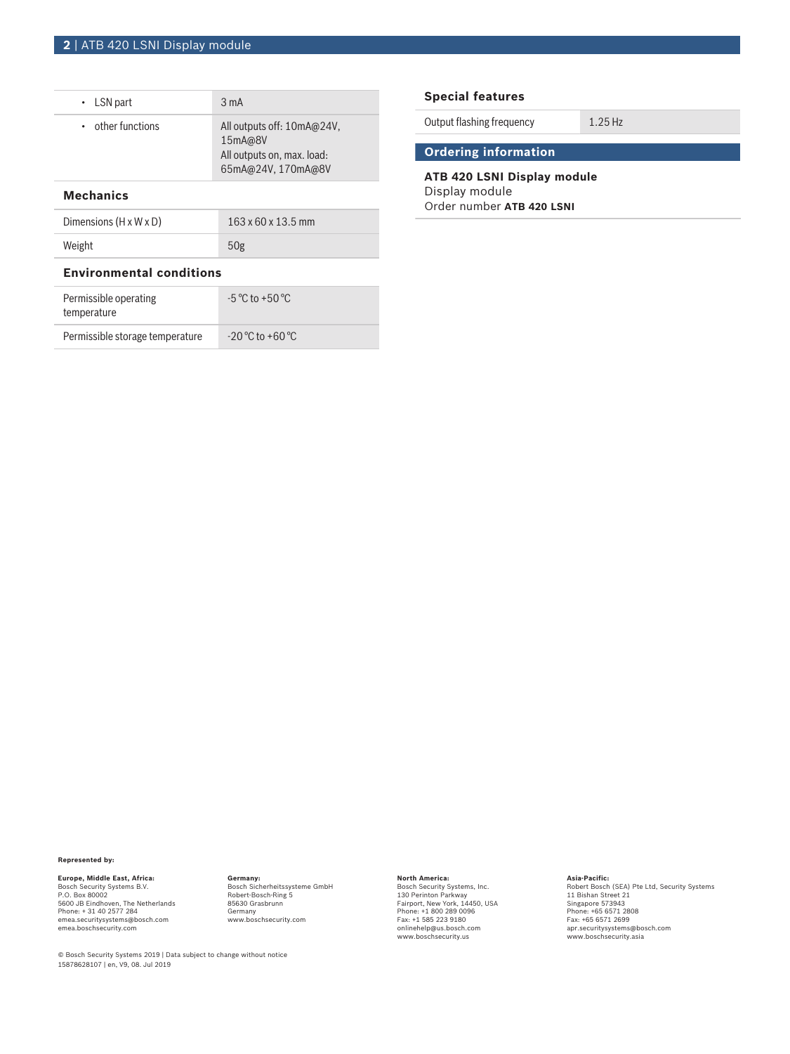| | |
|---|---|
| • LSN part | 3 mA |
| • other functions | All outputs off: 10mA@24V, 15mA@8V<br>All outputs on, max. load: 65mA@24V, 170mA@8V |

### Mechanics

| | |
|---|---|
| Dimensions (H x W x D) | 163 x 60 x 13.5 mm |
| Weight | 50g |

### Environmental conditions

| | |
|---|---|
| Permissible operating temperature | -5 °C to +50 °C |
| Permissible storage temperature | -20 °C to +60 °C |

### Special features

| | |
|---|---|
| Output flashing frequency | 1.25 Hz |

## Ordering information

**ATB 420 LSNI Display module**
Display module
Order number **ATB 420 LSNI**

**Represented by:**

**Europe, Middle East, Africa:**
Bosch Security Systems B.V.
P.O. Box 80002
5600 JB Eindhoven, The Netherlands
Phone: + 31 40 2577 284
emea.securitysystems@bosch.com
emea.boschsecurity.com

**Germany:**
Bosch Sicherheitssysteme GmbH
Robert-Bosch-Ring 5
85630 Grasbrunn
Germany
www.boschsecurity.com

**North America:**
Bosch Security Systems, Inc.
130 Perinton Parkway
Fairport, New York, 14450, USA
Phone: +1 800 289 0096
Fax: +1 585 223 9180
onlinehelp@us.bosch.com
www.boschsecurity.us

**Asia-Pacific:**
Robert Bosch (SEA) Pte Ltd, Security Systems
11 Bishan Street 21
Singapore 573943
Phone: +65 6571 2808
Fax: +65 6571 2699
apr.securitysystems@bosch.com
www.boschsecurity.asia

© Bosch Security Systems 2019 | Data subject to change without notice
15878628107 | en, V9, 08. Jul 2019